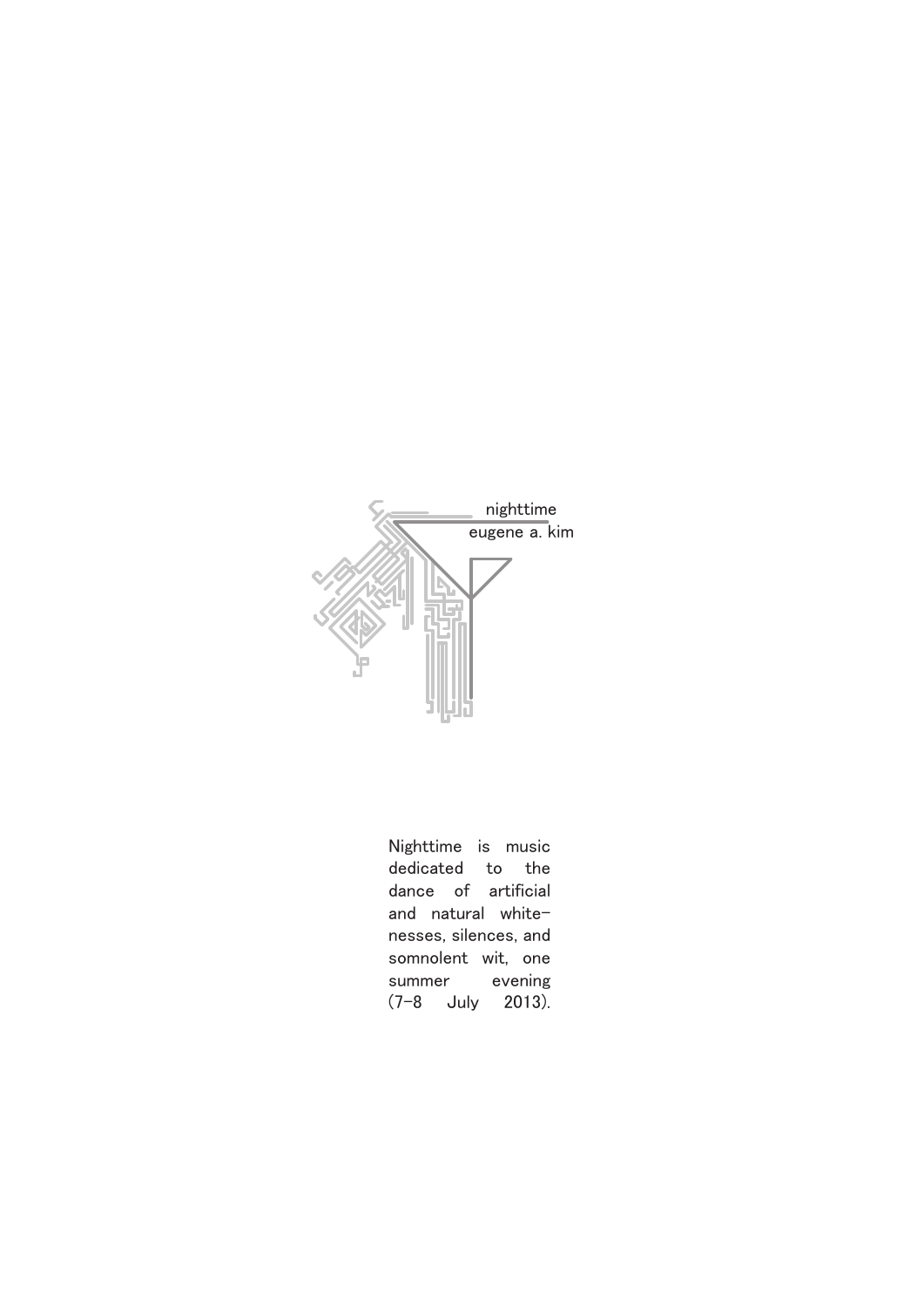# nighttime

eugene a. kim

Nighttime is music dedicated to the dance of artificial and natural white-nesses, silences, and somnolent wit, one summer evening (7–8 July 2013).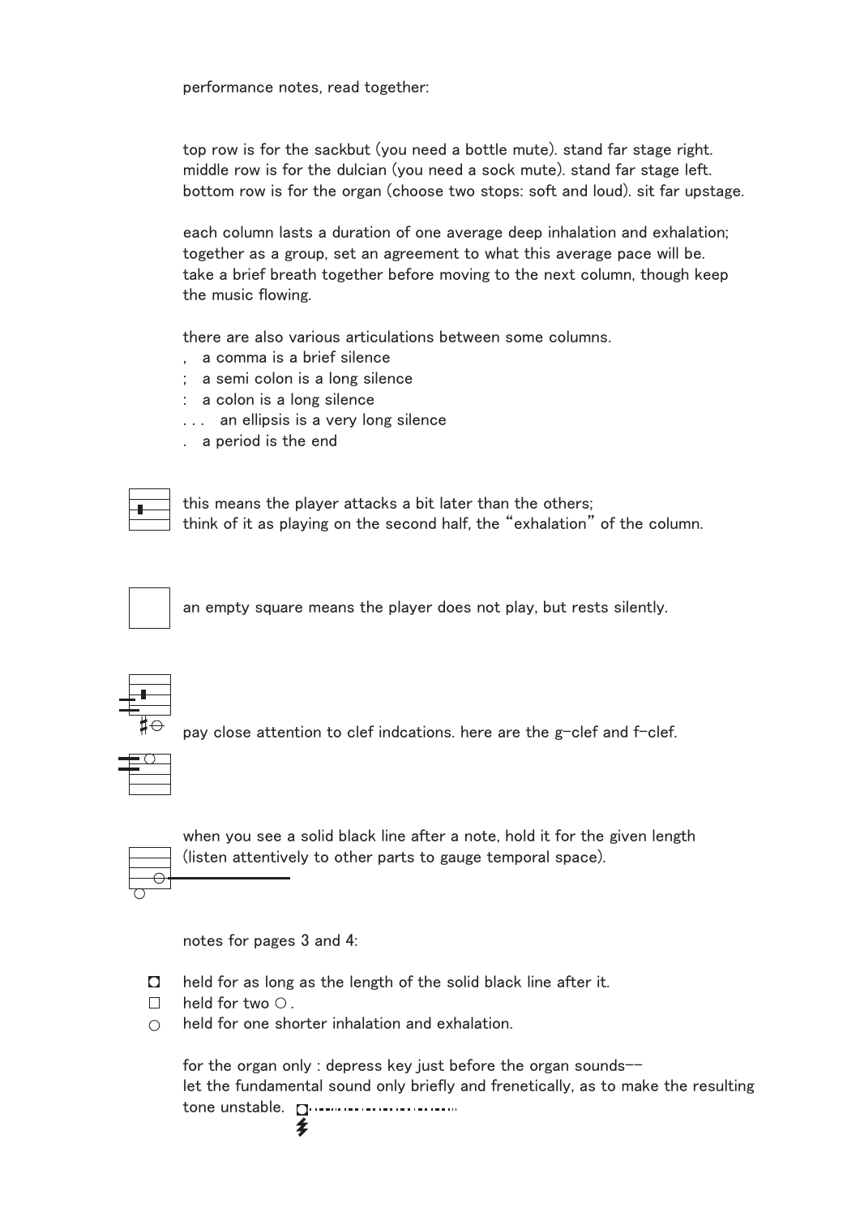performance notes, read together:

top row is for the sackbut (you need a bottle mute). stand far stage right.
middle row is for the dulcian (you need a sock mute). stand far stage left.
bottom row is for the organ (choose two stops: soft and loud). sit far upstage.

each column lasts a duration of one average deep inhalation and exhalation; together as a group, set an agreement to what this average pace will be. take a brief breath together before moving to the next column, though keep the music flowing.

there are also various articulations between some columns.

- ,   a comma is a brief silence
- ;   a semi colon is a long silence
- :   a colon is a long silence
- . . .   an ellipsis is a very long silence
- .   a period is the end

this means the player attacks a bit later than the others;
think of it as playing on the second half, the “exhalation” of the column.

an empty square means the player does not play, but rests silently.

pay close attention to clef indcations. here are the g–clef and f–clef.

when you see a solid black line after a note, hold it for the given length (listen attentively to other parts to gauge temporal space).

notes for pages 3 and 4:

- ◘   held for as long as the length of the solid black line after it.
- □   held for two ○ .
- ○   held for one shorter inhalation and exhalation.

for the organ only : depress key just before the organ sounds––
let the fundamental sound only briefly and frenetically, as to make the resulting tone unstable.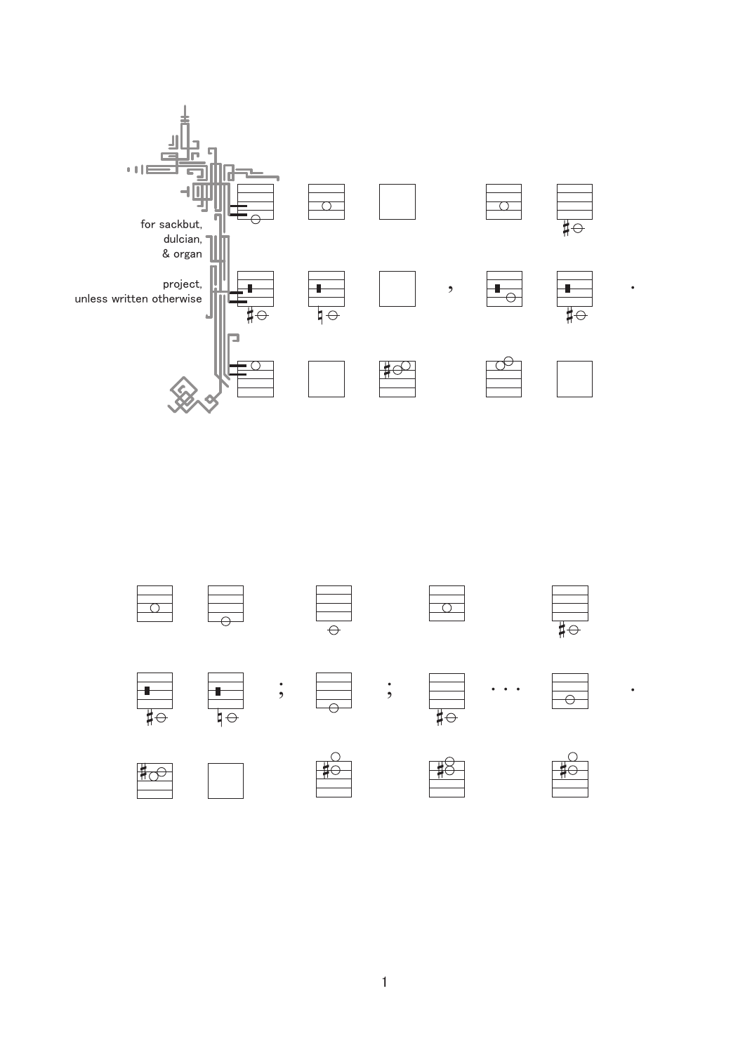for sackbut,
dulcian,
& organ

project,
unless written otherwise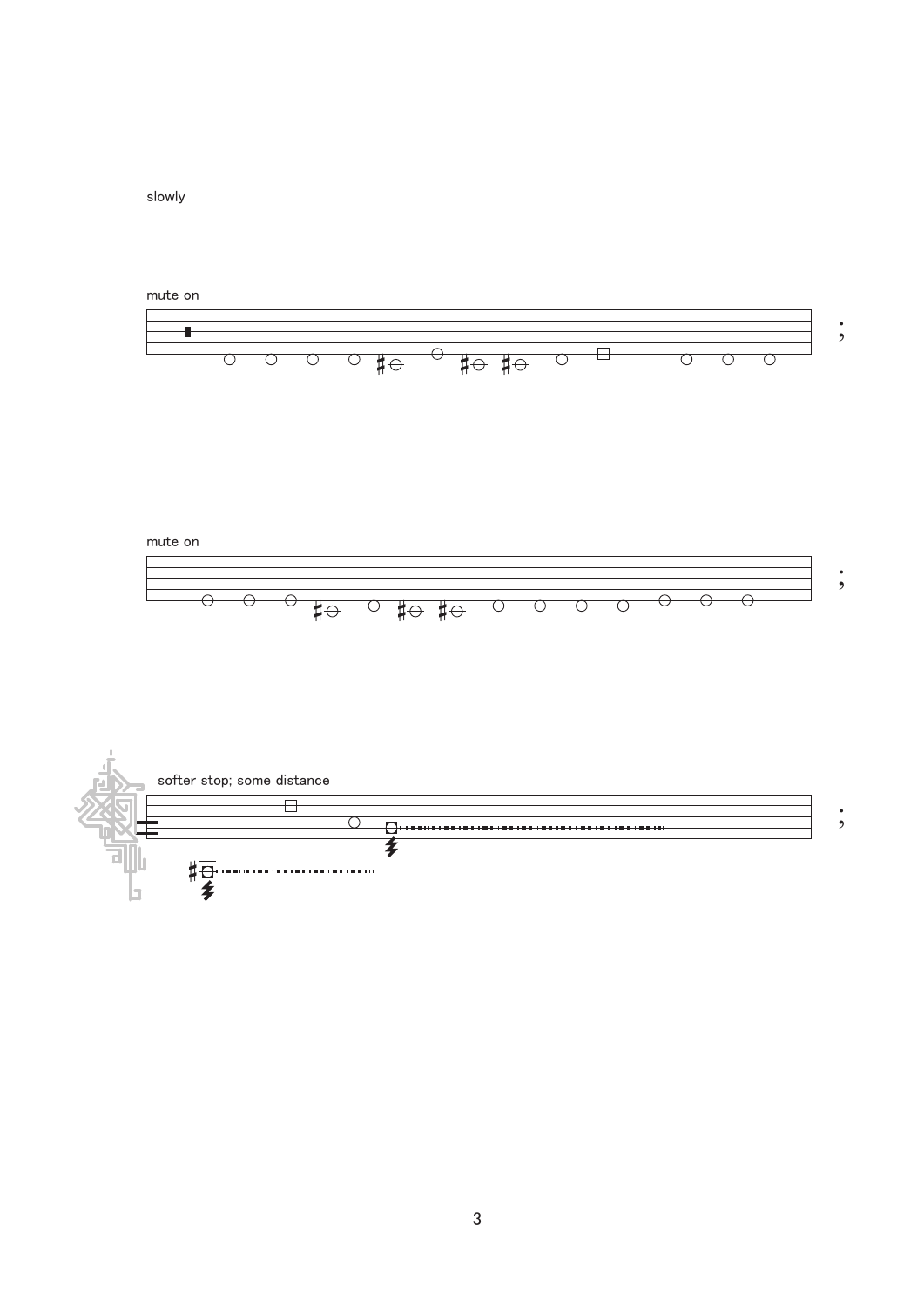slowly

mute on

mute on

softer stop; some distance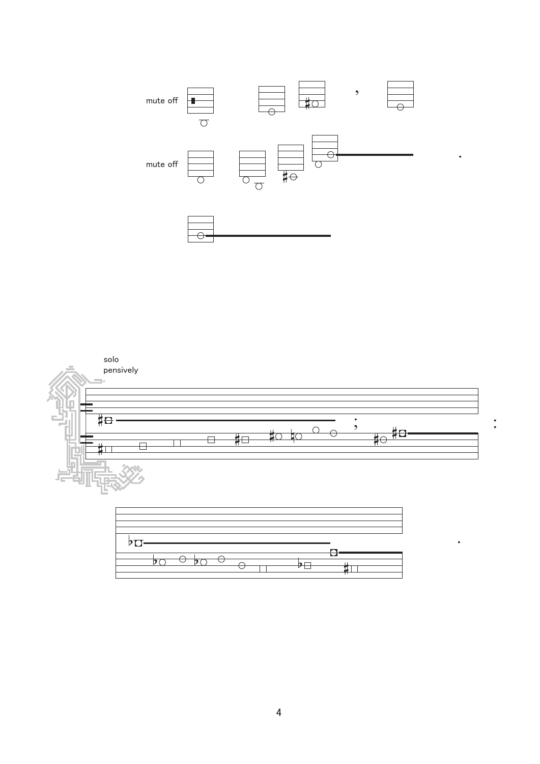mute off

mute off

solo
pensively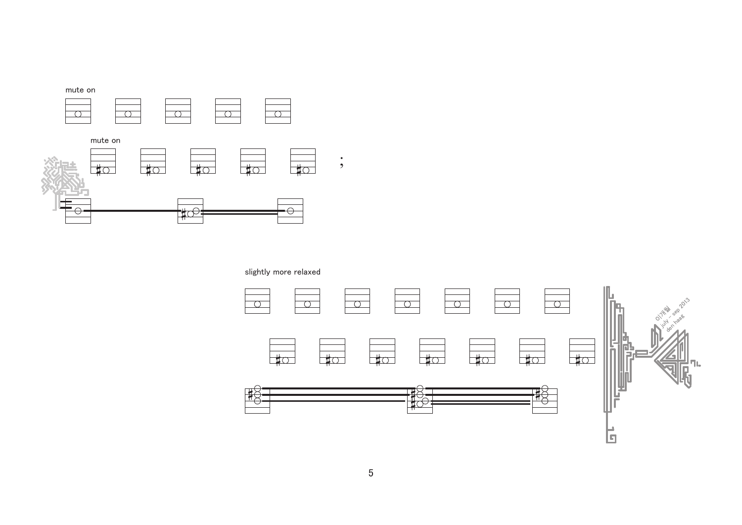mute on

mute on

;

slightly more relaxed

이개월
july - sep 2013
den haag